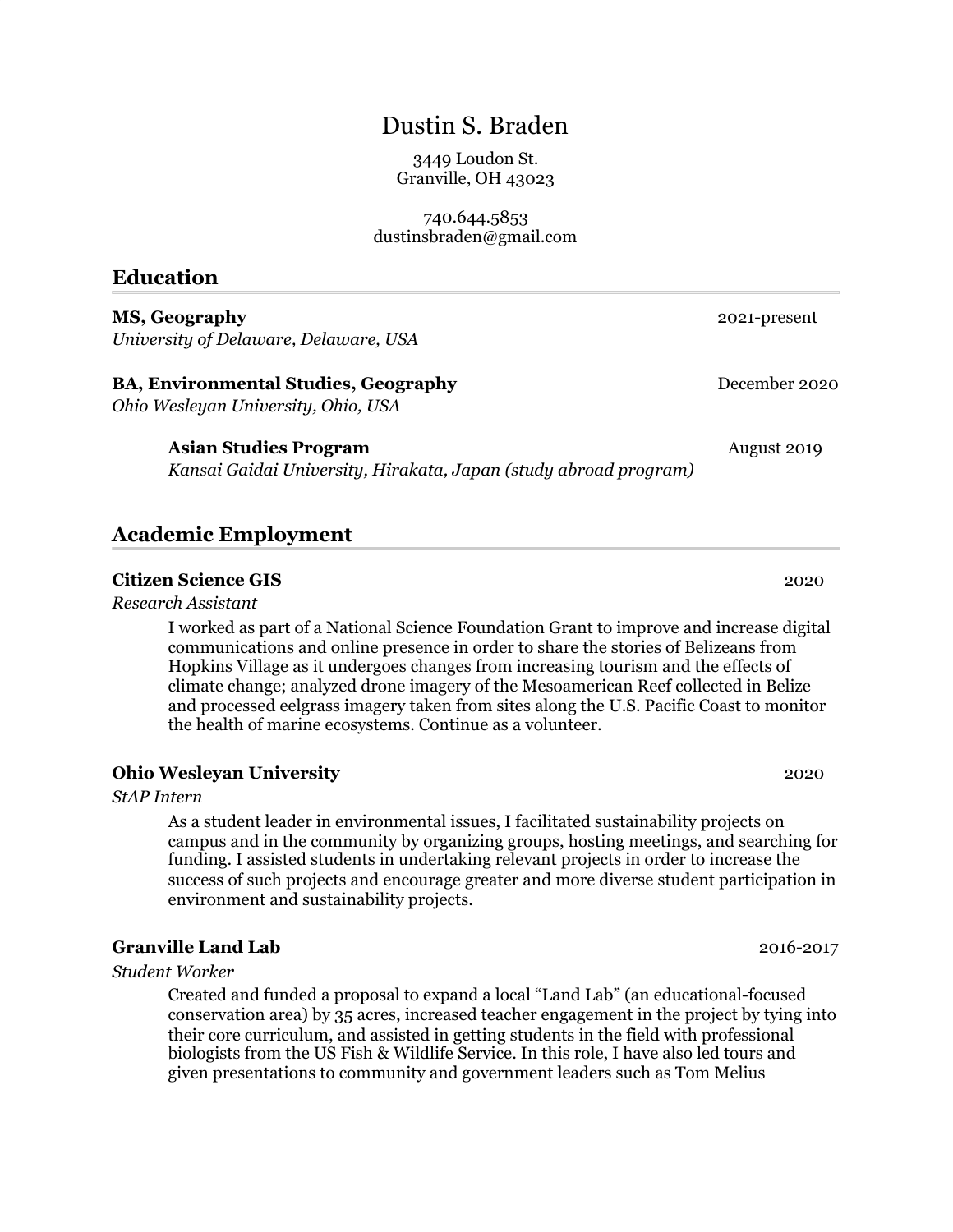# Dustin S. Braden

3449 Loudon St.
Granville, OH 43023

740.644.5853
dustinsbraden@gmail.com

## Education

**MS, Geography** 2021-present
*University of Delaware, Delaware, USA*

**BA, Environmental Studies, Geography** December 2020
*Ohio Wesleyan University, Ohio, USA*

> **Asian Studies Program** August 2019
> *Kansai Gaidai University, Hirakata, Japan (study abroad program)*

## Academic Employment

**Citizen Science GIS** 2020
*Research Assistant*

> I worked as part of a National Science Foundation Grant to improve and increase digital communications and online presence in order to share the stories of Belizeans from Hopkins Village as it undergoes changes from increasing tourism and the effects of climate change; analyzed drone imagery of the Mesoamerican Reef collected in Belize and processed eelgrass imagery taken from sites along the U.S. Pacific Coast to monitor the health of marine ecosystems. Continue as a volunteer.

**Ohio Wesleyan University** 2020
*StAP Intern*

> As a student leader in environmental issues, I facilitated sustainability projects on campus and in the community by organizing groups, hosting meetings, and searching for funding. I assisted students in undertaking relevant projects in order to increase the success of such projects and encourage greater and more diverse student participation in environment and sustainability projects.

**Granville Land Lab** 2016-2017
*Student Worker*

> Created and funded a proposal to expand a local "Land Lab" (an educational-focused conservation area) by 35 acres, increased teacher engagement in the project by tying into their core curriculum, and assisted in getting students in the field with professional biologists from the US Fish & Wildlife Service. In this role, I have also led tours and given presentations to community and government leaders such as Tom Melius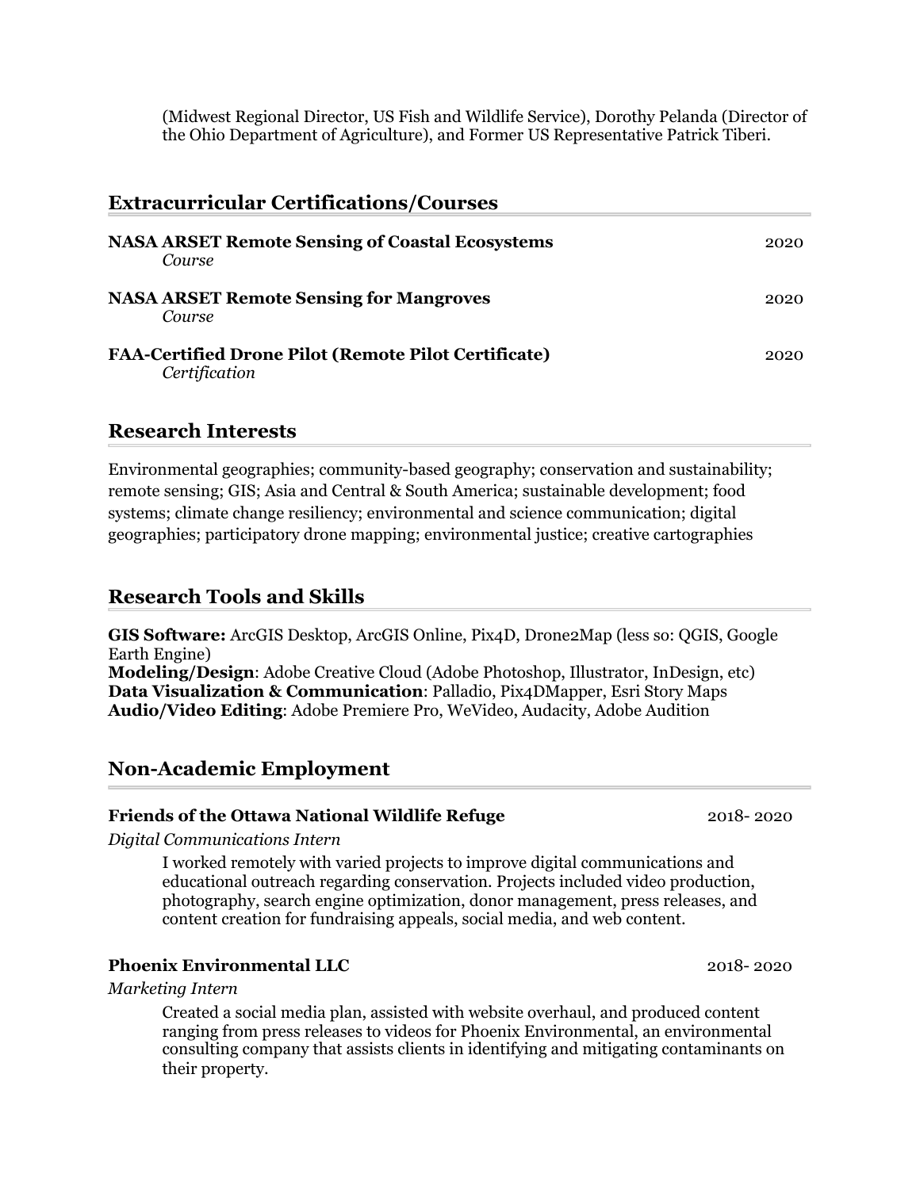(Midwest Regional Director, US Fish and Wildlife Service), Dorothy Pelanda (Director of the Ohio Department of Agriculture), and Former US Representative Patrick Tiberi.

## Extracurricular Certifications/Courses

**NASA ARSET Remote Sensing of Coastal Ecosystems** 2020
*Course*

**NASA ARSET Remote Sensing for Mangroves** 2020
*Course*

**FAA-Certified Drone Pilot (Remote Pilot Certificate)** 2020
*Certification*

## Research Interests

Environmental geographies; community-based geography; conservation and sustainability; remote sensing; GIS; Asia and Central & South America; sustainable development; food systems; climate change resiliency; environmental and science communication; digital geographies; participatory drone mapping; environmental justice; creative cartographies

## Research Tools and Skills

**GIS Software:** ArcGIS Desktop, ArcGIS Online, Pix4D, Drone2Map (less so: QGIS, Google Earth Engine)
**Modeling/Design**: Adobe Creative Cloud (Adobe Photoshop, Illustrator, InDesign, etc)
**Data Visualization & Communication**: Palladio, Pix4DMapper, Esri Story Maps
**Audio/Video Editing**: Adobe Premiere Pro, WeVideo, Audacity, Adobe Audition

## Non-Academic Employment

**Friends of the Ottawa National Wildlife Refuge** 2018- 2020
*Digital Communications Intern*

I worked remotely with varied projects to improve digital communications and educational outreach regarding conservation. Projects included video production, photography, search engine optimization, donor management, press releases, and content creation for fundraising appeals, social media, and web content.

**Phoenix Environmental LLC** 2018- 2020
*Marketing Intern*

Created a social media plan, assisted with website overhaul, and produced content ranging from press releases to videos for Phoenix Environmental, an environmental consulting company that assists clients in identifying and mitigating contaminants on their property.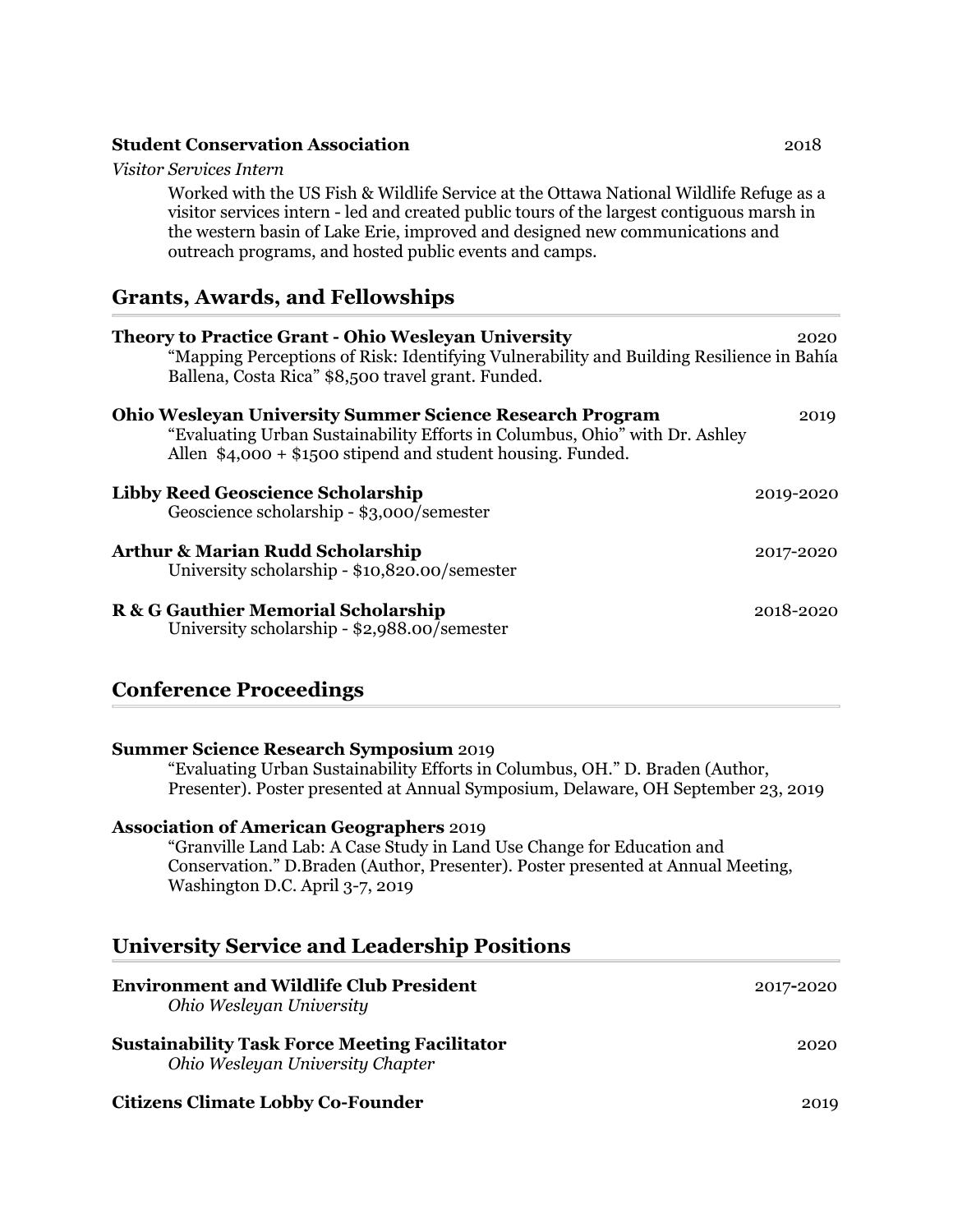**Student Conservation Association** 2018

*Visitor Services Intern*

Worked with the US Fish & Wildlife Service at the Ottawa National Wildlife Refuge as a visitor services intern - led and created public tours of the largest contiguous marsh in the western basin of Lake Erie, improved and designed new communications and outreach programs, and hosted public events and camps.

## Grants, Awards, and Fellowships

**Theory to Practice Grant - Ohio Wesleyan University** 2020

"Mapping Perceptions of Risk: Identifying Vulnerability and Building Resilience in Bahía Ballena, Costa Rica" $8,500 travel grant. Funded.

**Ohio Wesleyan University Summer Science Research Program** 2019

"Evaluating Urban Sustainability Efforts in Columbus, Ohio" with Dr. Ashley Allen $4,000 + $1500 stipend and student housing. Funded.

**Libby Reed Geoscience Scholarship** 2019-2020

Geoscience scholarship - $3,000/semester

**Arthur & Marian Rudd Scholarship** 2017-2020

University scholarship - $10,820.00/semester

**R & G Gauthier Memorial Scholarship** 2018-2020

University scholarship - $2,988.00/semester

## Conference Proceedings

**Summer Science Research Symposium** 2019

"Evaluating Urban Sustainability Efforts in Columbus, OH." D. Braden (Author, Presenter). Poster presented at Annual Symposium, Delaware, OH September 23, 2019

**Association of American Geographers** 2019

"Granville Land Lab: A Case Study in Land Use Change for Education and Conservation." D.Braden (Author, Presenter). Poster presented at Annual Meeting, Washington D.C. April 3-7, 2019

## University Service and Leadership Positions

**Environment and Wildlife Club President** 2017-2020

*Ohio Wesleyan University*

**Sustainability Task Force Meeting Facilitator** 2020

*Ohio Wesleyan University Chapter*

**Citizens Climate Lobby Co-Founder** 2019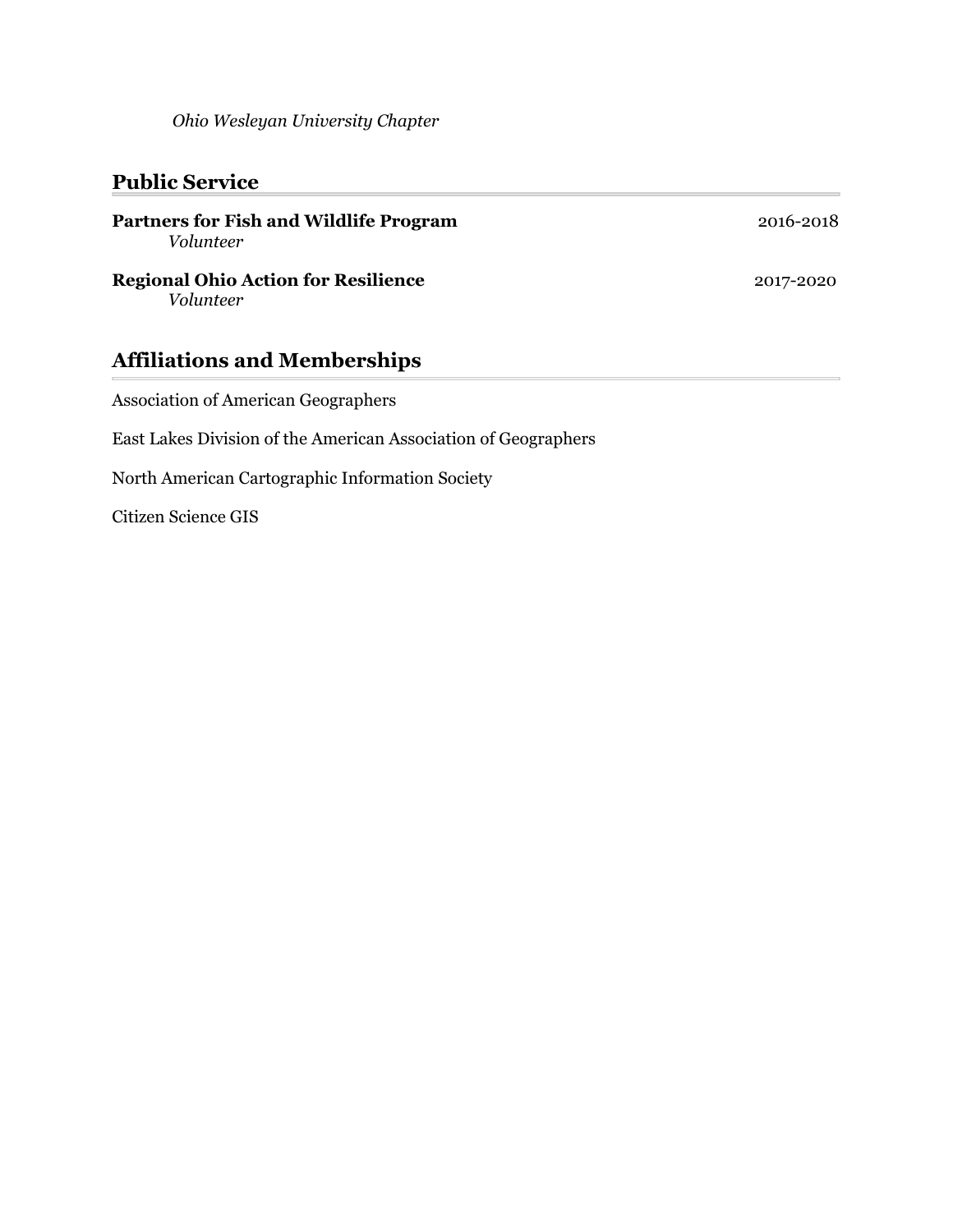*Ohio Wesleyan University Chapter*

## Public Service

**Partners for Fish and Wildlife Program** 2016-2018
*Volunteer*

**Regional Ohio Action for Resilience** 2017-2020
*Volunteer*

## Affiliations and Memberships

Association of American Geographers

East Lakes Division of the American Association of Geographers

North American Cartographic Information Society

Citizen Science GIS